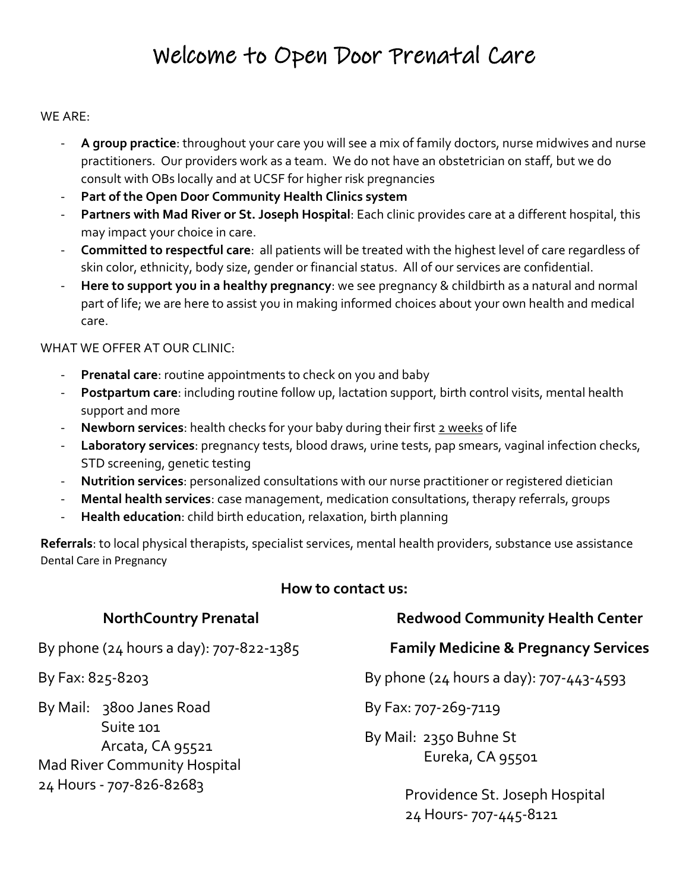# Welcome to Open Door Prenatal Care

WE ARE:

- **A group practice**: throughout your care you will see a mix of family doctors, nurse midwives and nurse practitioners. Our providers work as a team. We do not have an obstetrician on staff, but we do consult with OBs locally and at UCSF for higher risk pregnancies
- **Part of the Open Door Community Health Clinics system**
- **Partners with Mad River or St. Joseph Hospital**: Each clinic provides care at a different hospital, this may impact your choice in care.
- **Committed to respectful care**: all patients will be treated with the highest level of care regardless of skin color, ethnicity, body size, gender or financial status. All of our services are confidential.
- **Here to support you in a healthy pregnancy**: we see pregnancy & childbirth as a natural and normal part of life; we are here to assist you in making informed choices about your own health and medical care.

WHAT WE OFFER AT OUR CLINIC:

- **Prenatal care**: routine appointments to check on you and baby
- **Postpartum care**: including routine follow up, lactation support, birth control visits, mental health support and more
- **Newborn services**: health checks for your baby during their first <u>2 weeks</u> of life
- **Laboratory services**: pregnancy tests, blood draws, urine tests, pap smears, vaginal infection checks, STD screening, genetic testing
- **Nutrition services**: personalized consultations with our nurse practitioner or registered dietician
- **Mental health services**: case management, medication consultations, therapy referrals, groups
- **Health education**: child birth education, relaxation, birth planning

**Referrals**: to local physical therapists, specialist services, mental health providers, substance use assistance
Dental Care in Pregnancy

### How to contact us:

**NorthCountry Prenatal**

By phone (24 hours a day): 707-822-1385

By Fax: 825-8203

By Mail: 3800 Janes Road
Suite 101
Arcata, CA 95521

Mad River Community Hospital
24 Hours - 707-826-82683

**Redwood Community Health Center**

**Family Medicine & Pregnancy Services**

By phone (24 hours a day): 707-443-4593

By Fax: 707-269-7119

By Mail: 2350 Buhne St
Eureka, CA 95501

Providence St. Joseph Hospital
24 Hours- 707-445-8121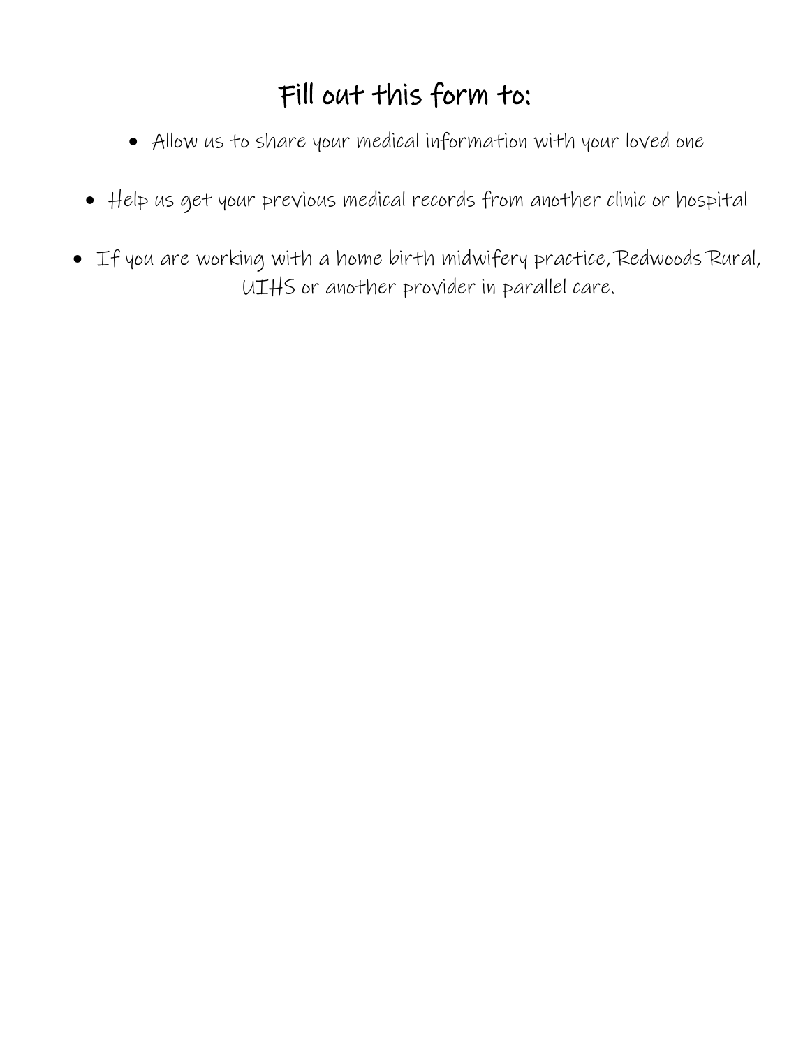# Fill out this form to:

- Allow us to share your medical information with your loved one
- Help us get your previous medical records from another clinic or hospital
- If you are working with a home birth midwifery practice, Redwoods Rural, UIHS or another provider in parallel care.